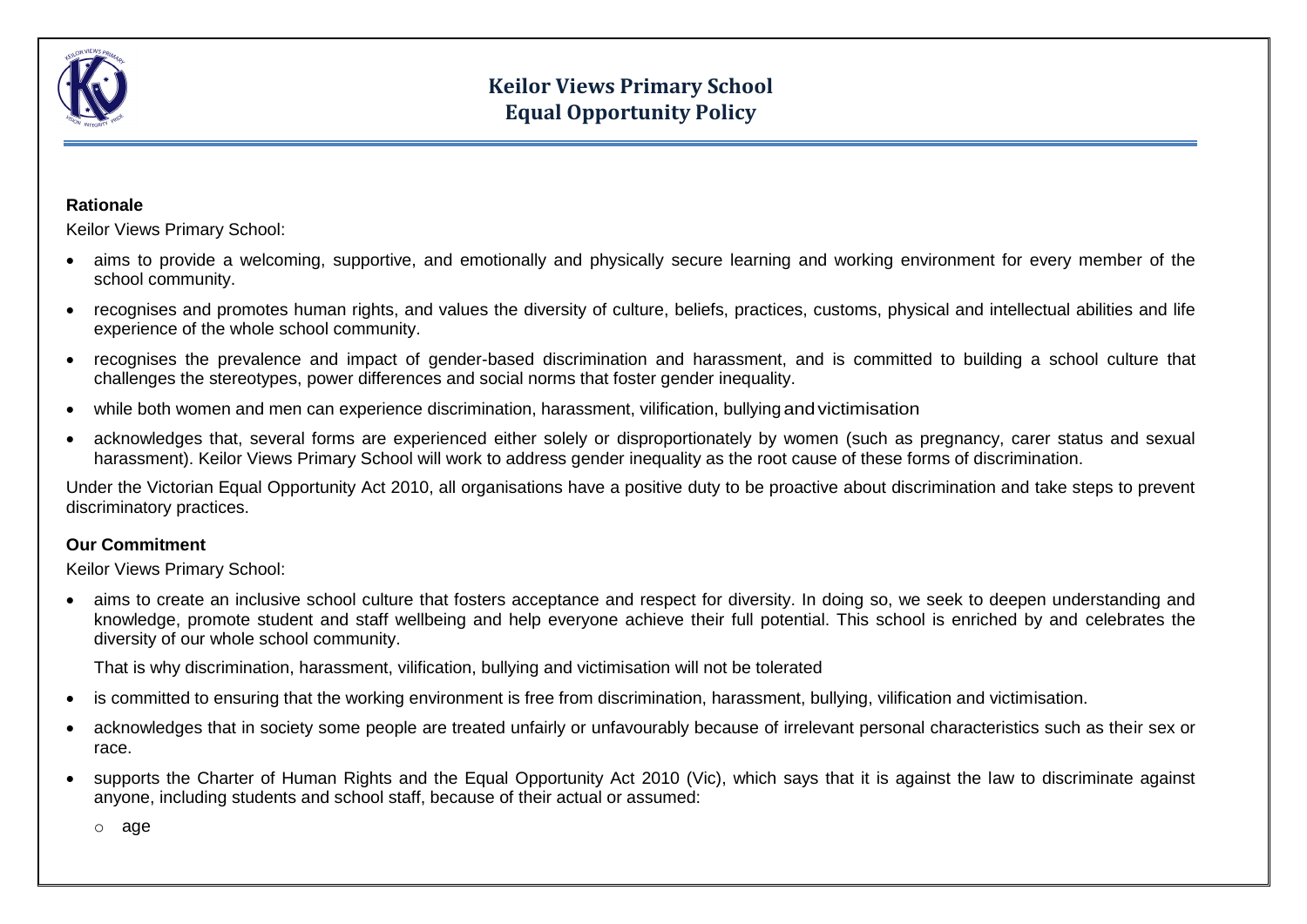# Keilor Views Primary School
## Equal Opportunity Policy

**Rationale**

Keilor Views Primary School:

- aims to provide a welcoming, supportive, and emotionally and physically secure learning and working environment for every member of the school community.
- recognises and promotes human rights, and values the diversity of culture, beliefs, practices, customs, physical and intellectual abilities and life experience of the whole school community.
- recognises the prevalence and impact of gender-based discrimination and harassment, and is committed to building a school culture that challenges the stereotypes, power differences and social norms that foster gender inequality.
- while both women and men can experience discrimination, harassment, vilification, bullying and victimisation
- acknowledges that, several forms are experienced either solely or disproportionately by women (such as pregnancy, carer status and sexual harassment). Keilor Views Primary School will work to address gender inequality as the root cause of these forms of discrimination.

Under the Victorian Equal Opportunity Act 2010, all organisations have a positive duty to be proactive about discrimination and take steps to prevent discriminatory practices.

**Our Commitment**

Keilor Views Primary School:

- aims to create an inclusive school culture that fosters acceptance and respect for diversity. In doing so, we seek to deepen understanding and knowledge, promote student and staff wellbeing and help everyone achieve their full potential. This school is enriched by and celebrates the diversity of our whole school community.

  That is why discrimination, harassment, vilification, bullying and victimisation will not be tolerated
- is committed to ensuring that the working environment is free from discrimination, harassment, bullying, vilification and victimisation.
- acknowledges that in society some people are treated unfairly or unfavourably because of irrelevant personal characteristics such as their sex or race.
- supports the Charter of Human Rights and the Equal Opportunity Act 2010 (Vic), which says that it is against the law to discriminate against anyone, including students and school staff, because of their actual or assumed:
  - age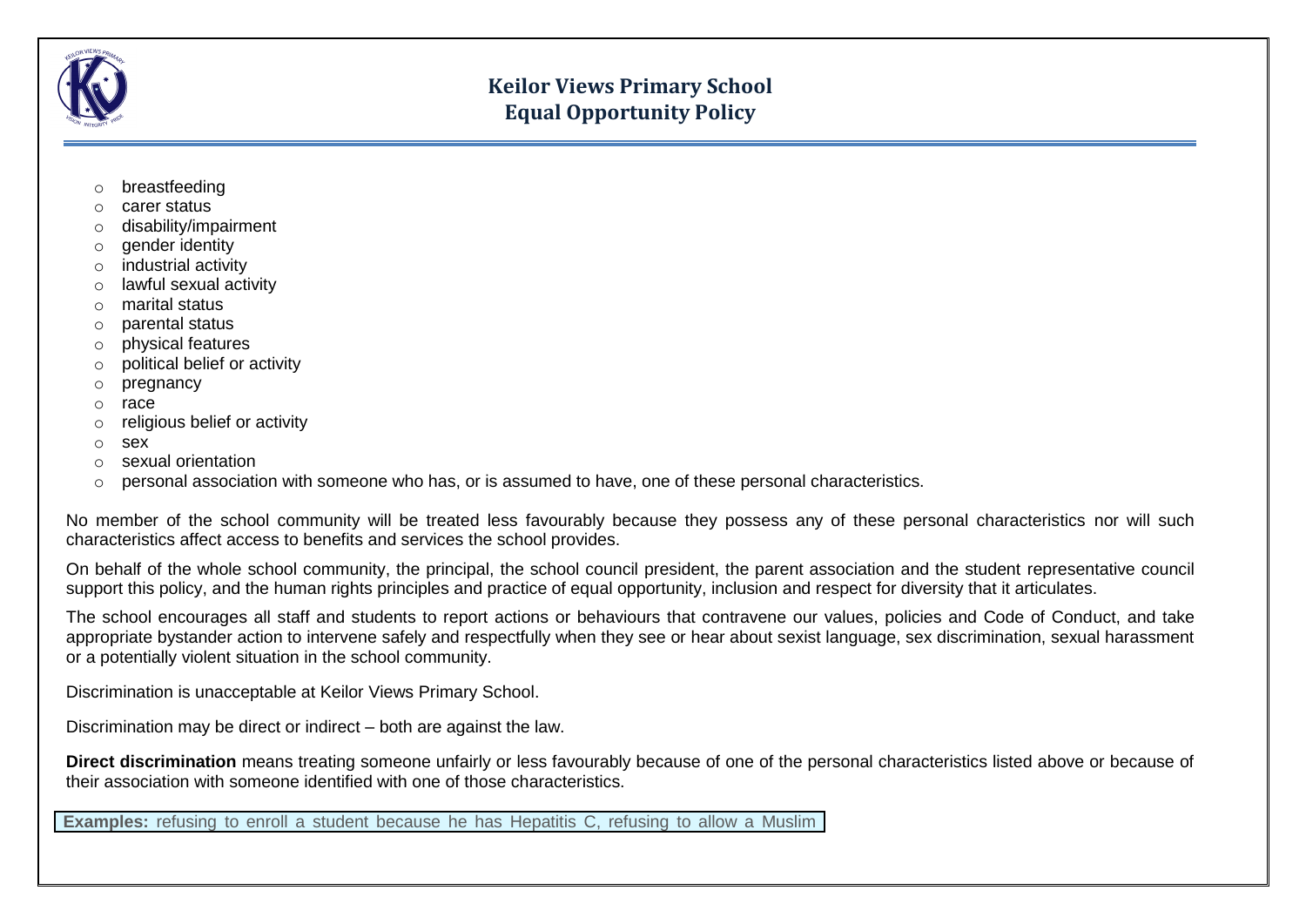- breastfeeding
- carer status
- disability/impairment
- gender identity
- industrial activity
- lawful sexual activity
- marital status
- parental status
- physical features
- political belief or activity
- pregnancy
- race
- religious belief or activity
- sex
- sexual orientation
- personal association with someone who has, or is assumed to have, one of these personal characteristics.

No member of the school community will be treated less favourably because they possess any of these personal characteristics nor will such characteristics affect access to benefits and services the school provides.

On behalf of the whole school community, the principal, the school council president, the parent association and the student representative council support this policy, and the human rights principles and practice of equal opportunity, inclusion and respect for diversity that it articulates.

The school encourages all staff and students to report actions or behaviours that contravene our values, policies and Code of Conduct, and take appropriate bystander action to intervene safely and respectfully when they see or hear about sexist language, sex discrimination, sexual harassment or a potentially violent situation in the school community.

Discrimination is unacceptable at Keilor Views Primary School.

Discrimination may be direct or indirect – both are against the law.

**Direct discrimination** means treating someone unfairly or less favourably because of one of the personal characteristics listed above or because of their association with someone identified with one of those characteristics.

**Examples:** refusing to enroll a student because he has Hepatitis C, refusing to allow a Muslim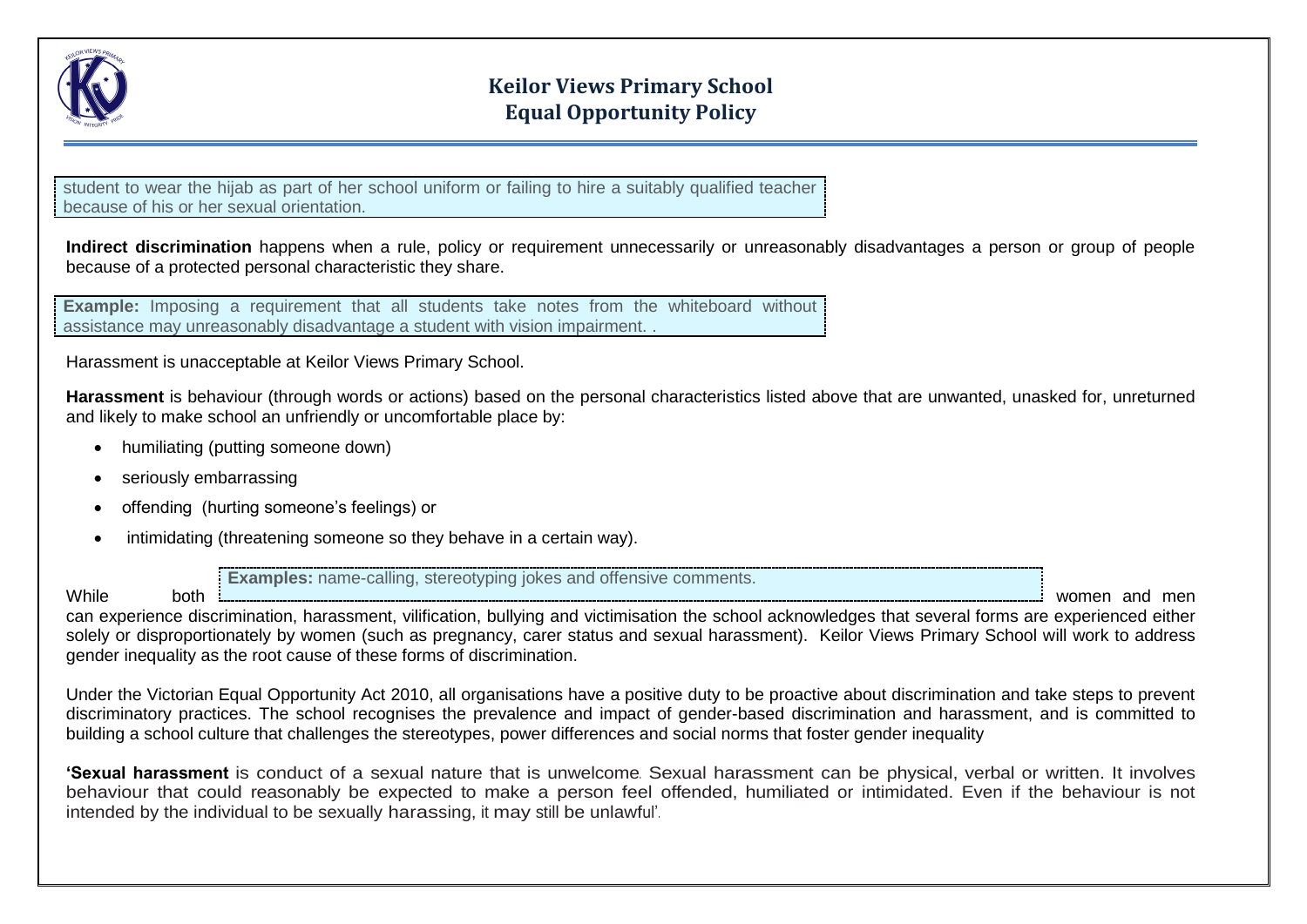student to wear the hijab as part of her school uniform or failing to hire a suitably qualified teacher because of his or her sexual orientation.

**Indirect discrimination** happens when a rule, policy or requirement unnecessarily or unreasonably disadvantages a person or group of people because of a protected personal characteristic they share.

**Example:** Imposing a requirement that all students take notes from the whiteboard without assistance may unreasonably disadvantage a student with vision impairment. .

Harassment is unacceptable at Keilor Views Primary School.

**Harassment** is behaviour (through words or actions) based on the personal characteristics listed above that are unwanted, unasked for, unreturned and likely to make school an unfriendly or uncomfortable place by:

- humiliating (putting someone down)
- seriously embarrassing
- offending (hurting someone's feelings) or
- intimidating (threatening someone so they behave in a certain way).

**Examples:** name-calling, stereotyping jokes and offensive comments.

While both women and men can experience discrimination, harassment, vilification, bullying and victimisation the school acknowledges that several forms are experienced either solely or disproportionately by women (such as pregnancy, carer status and sexual harassment). Keilor Views Primary School will work to address gender inequality as the root cause of these forms of discrimination.

Under the Victorian Equal Opportunity Act 2010, all organisations have a positive duty to be proactive about discrimination and take steps to prevent discriminatory practices. The school recognises the prevalence and impact of gender-based discrimination and harassment, and is committed to building a school culture that challenges the stereotypes, power differences and social norms that foster gender inequality

**'Sexual harassment** is conduct of a sexual nature that is unwelcome. Sexual harassment can be physical, verbal or written. It involves behaviour that could reasonably be expected to make a person feel offended, humiliated or intimidated. Even if the behaviour is not intended by the individual to be sexually harassing, it may still be unlawful'.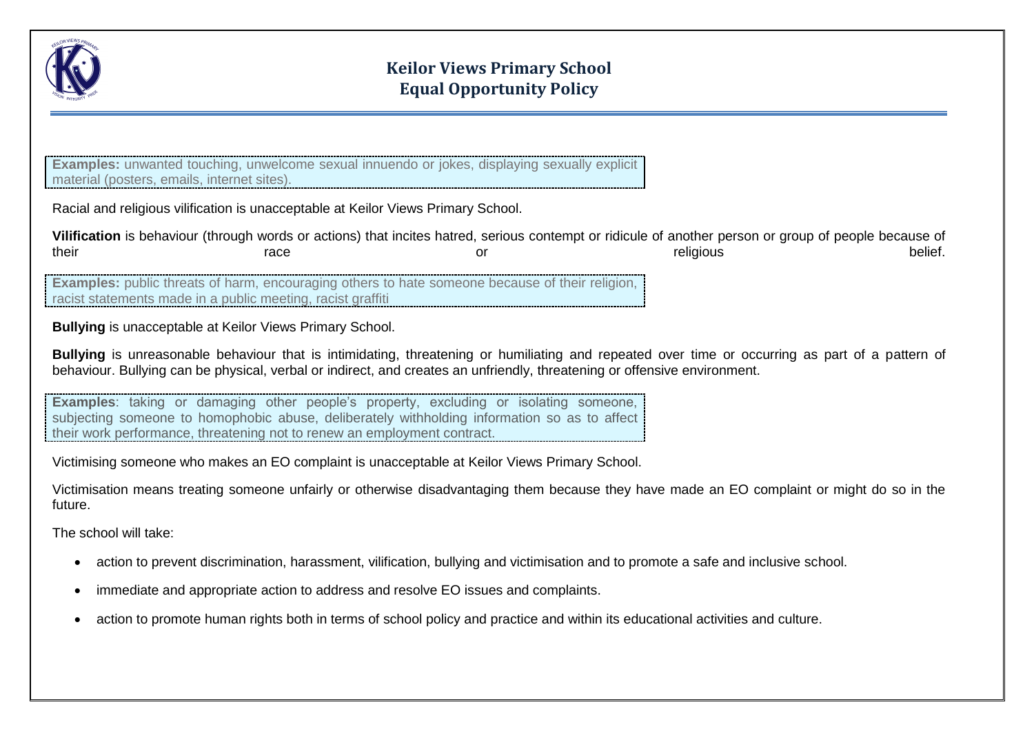**Examples:** unwanted touching, unwelcome sexual innuendo or jokes, displaying sexually explicit material (posters, emails, internet sites).

Racial and religious vilification is unacceptable at Keilor Views Primary School.

**Vilification** is behaviour (through words or actions) that incites hatred, serious contempt or ridicule of another person or group of people because of their race or religious belief.

**Examples:** public threats of harm, encouraging others to hate someone because of their religion, racist statements made in a public meeting, racist graffiti

**Bullying** is unacceptable at Keilor Views Primary School.

**Bullying** is unreasonable behaviour that is intimidating, threatening or humiliating and repeated over time or occurring as part of a pattern of behaviour. Bullying can be physical, verbal or indirect, and creates an unfriendly, threatening or offensive environment.

**Examples**: taking or damaging other people's property, excluding or isolating someone, subjecting someone to homophobic abuse, deliberately withholding information so as to affect their work performance, threatening not to renew an employment contract.

Victimising someone who makes an EO complaint is unacceptable at Keilor Views Primary School.

Victimisation means treating someone unfairly or otherwise disadvantaging them because they have made an EO complaint or might do so in the future.

The school will take:

- action to prevent discrimination, harassment, vilification, bullying and victimisation and to promote a safe and inclusive school.
- immediate and appropriate action to address and resolve EO issues and complaints.
- action to promote human rights both in terms of school policy and practice and within its educational activities and culture.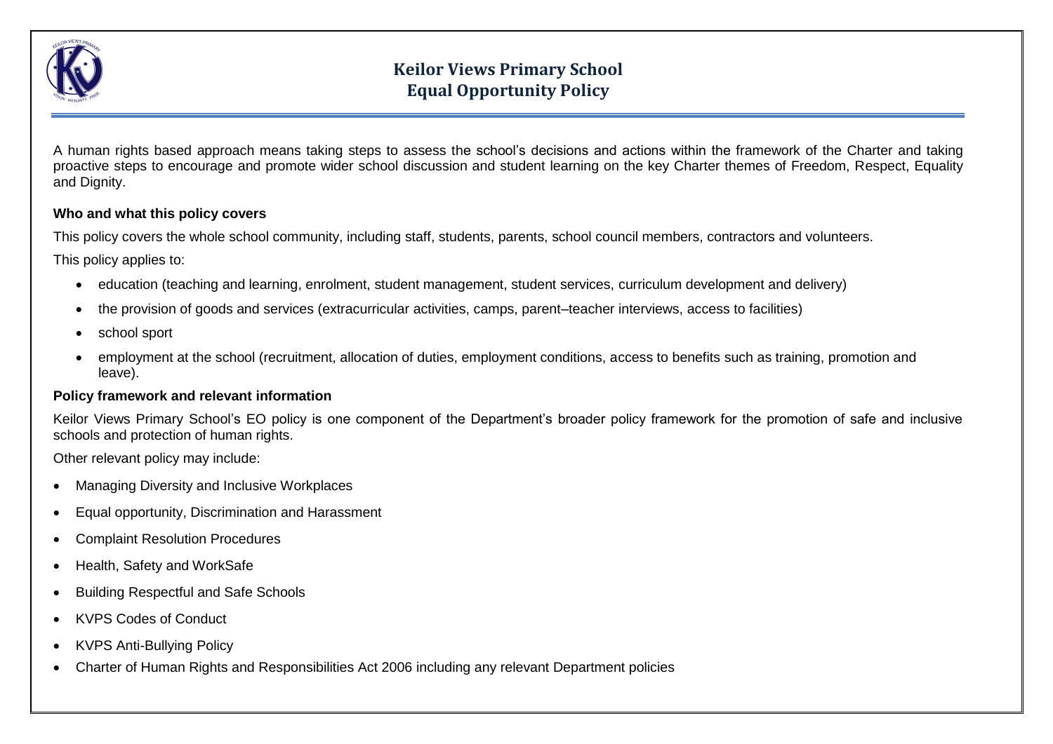A human rights based approach means taking steps to assess the school's decisions and actions within the framework of the Charter and taking proactive steps to encourage and promote wider school discussion and student learning on the key Charter themes of Freedom, Respect, Equality and Dignity.

**Who and what this policy covers**

This policy covers the whole school community, including staff, students, parents, school council members, contractors and volunteers.

This policy applies to:

- education (teaching and learning, enrolment, student management, student services, curriculum development and delivery)
- the provision of goods and services (extracurricular activities, camps, parent–teacher interviews, access to facilities)
- school sport
- employment at the school (recruitment, allocation of duties, employment conditions, access to benefits such as training, promotion and leave).

**Policy framework and relevant information**

Keilor Views Primary School's EO policy is one component of the Department's broader policy framework for the promotion of safe and inclusive schools and protection of human rights.

Other relevant policy may include:

- Managing Diversity and Inclusive Workplaces
- Equal opportunity, Discrimination and Harassment
- Complaint Resolution Procedures
- Health, Safety and WorkSafe
- Building Respectful and Safe Schools
- KVPS Codes of Conduct
- KVPS Anti-Bullying Policy
- Charter of Human Rights and Responsibilities Act 2006 including any relevant Department policies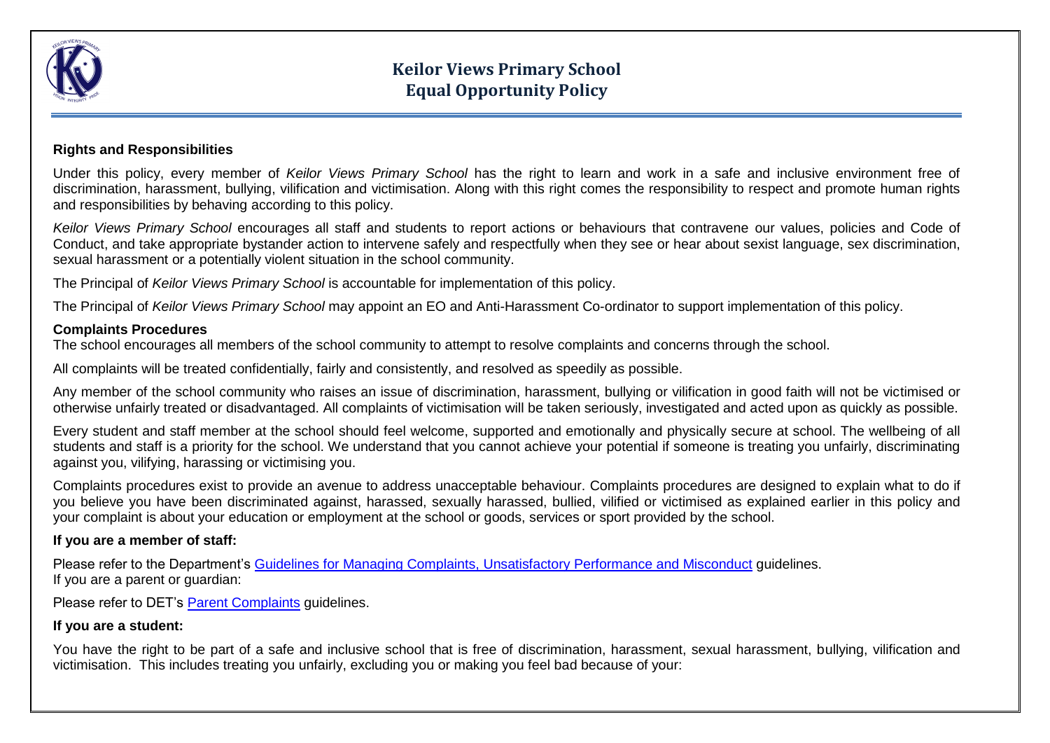**Rights and Responsibilities**

Under this policy, every member of *Keilor Views Primary School* has the right to learn and work in a safe and inclusive environment free of discrimination, harassment, bullying, vilification and victimisation. Along with this right comes the responsibility to respect and promote human rights and responsibilities by behaving according to this policy.

*Keilor Views Primary School* encourages all staff and students to report actions or behaviours that contravene our values, policies and Code of Conduct, and take appropriate bystander action to intervene safely and respectfully when they see or hear about sexist language, sex discrimination, sexual harassment or a potentially violent situation in the school community.

The Principal of *Keilor Views Primary School* is accountable for implementation of this policy.

The Principal of *Keilor Views Primary School* may appoint an EO and Anti-Harassment Co-ordinator to support implementation of this policy.

**Complaints Procedures**

The school encourages all members of the school community to attempt to resolve complaints and concerns through the school.

All complaints will be treated confidentially, fairly and consistently, and resolved as speedily as possible.

Any member of the school community who raises an issue of discrimination, harassment, bullying or vilification in good faith will not be victimised or otherwise unfairly treated or disadvantaged. All complaints of victimisation will be taken seriously, investigated and acted upon as quickly as possible.

Every student and staff member at the school should feel welcome, supported and emotionally and physically secure at school. The wellbeing of all students and staff is a priority for the school. We understand that you cannot achieve your potential if someone is treating you unfairly, discriminating against you, vilifying, harassing or victimising you.

Complaints procedures exist to provide an avenue to address unacceptable behaviour. Complaints procedures are designed to explain what to do if you believe you have been discriminated against, harassed, sexually harassed, bullied, vilified or victimised as explained earlier in this policy and your complaint is about your education or employment at the school or goods, services or sport provided by the school.

**If you are a member of staff:**

Please refer to the Department's Guidelines for Managing Complaints, Unsatisfactory Performance and Misconduct guidelines.
If you are a parent or guardian:

Please refer to DET's Parent Complaints guidelines.

**If you are a student:**

You have the right to be part of a safe and inclusive school that is free of discrimination, harassment, sexual harassment, bullying, vilification and victimisation. This includes treating you unfairly, excluding you or making you feel bad because of your: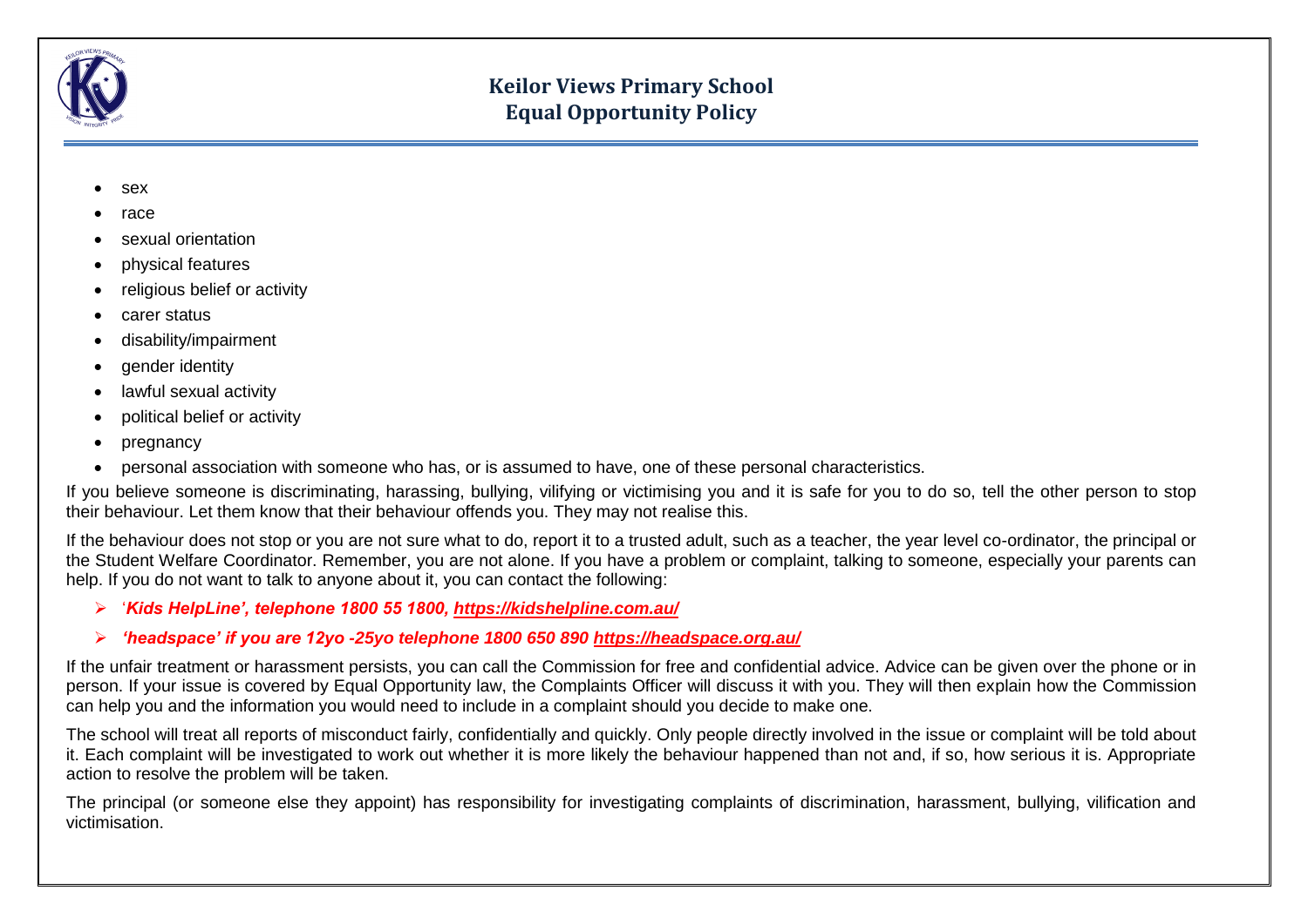- sex
- race
- sexual orientation
- physical features
- religious belief or activity
- carer status
- disability/impairment
- gender identity
- lawful sexual activity
- political belief or activity
- pregnancy
- personal association with someone who has, or is assumed to have, one of these personal characteristics.

If you believe someone is discriminating, harassing, bullying, vilifying or victimising you and it is safe for you to do so, tell the other person to stop their behaviour. Let them know that their behaviour offends you. They may not realise this.

If the behaviour does not stop or you are not sure what to do, report it to a trusted adult, such as a teacher, the year level co-ordinator, the principal or the Student Welfare Coordinator. Remember, you are not alone. If you have a problem or complaint, talking to someone, especially your parents can help. If you do not want to talk to anyone about it, you can contact the following:

- ***'Kids HelpLine', telephone 1800 55 1800, https://kidshelpline.com.au/***
- ***'headspace' if you are 12yo -25yo telephone 1800 650 890 https://headspace.org.au/***

If the unfair treatment or harassment persists, you can call the Commission for free and confidential advice. Advice can be given over the phone or in person. If your issue is covered by Equal Opportunity law, the Complaints Officer will discuss it with you. They will then explain how the Commission can help you and the information you would need to include in a complaint should you decide to make one.

The school will treat all reports of misconduct fairly, confidentially and quickly. Only people directly involved in the issue or complaint will be told about it. Each complaint will be investigated to work out whether it is more likely the behaviour happened than not and, if so, how serious it is. Appropriate action to resolve the problem will be taken.

The principal (or someone else they appoint) has responsibility for investigating complaints of discrimination, harassment, bullying, vilification and victimisation.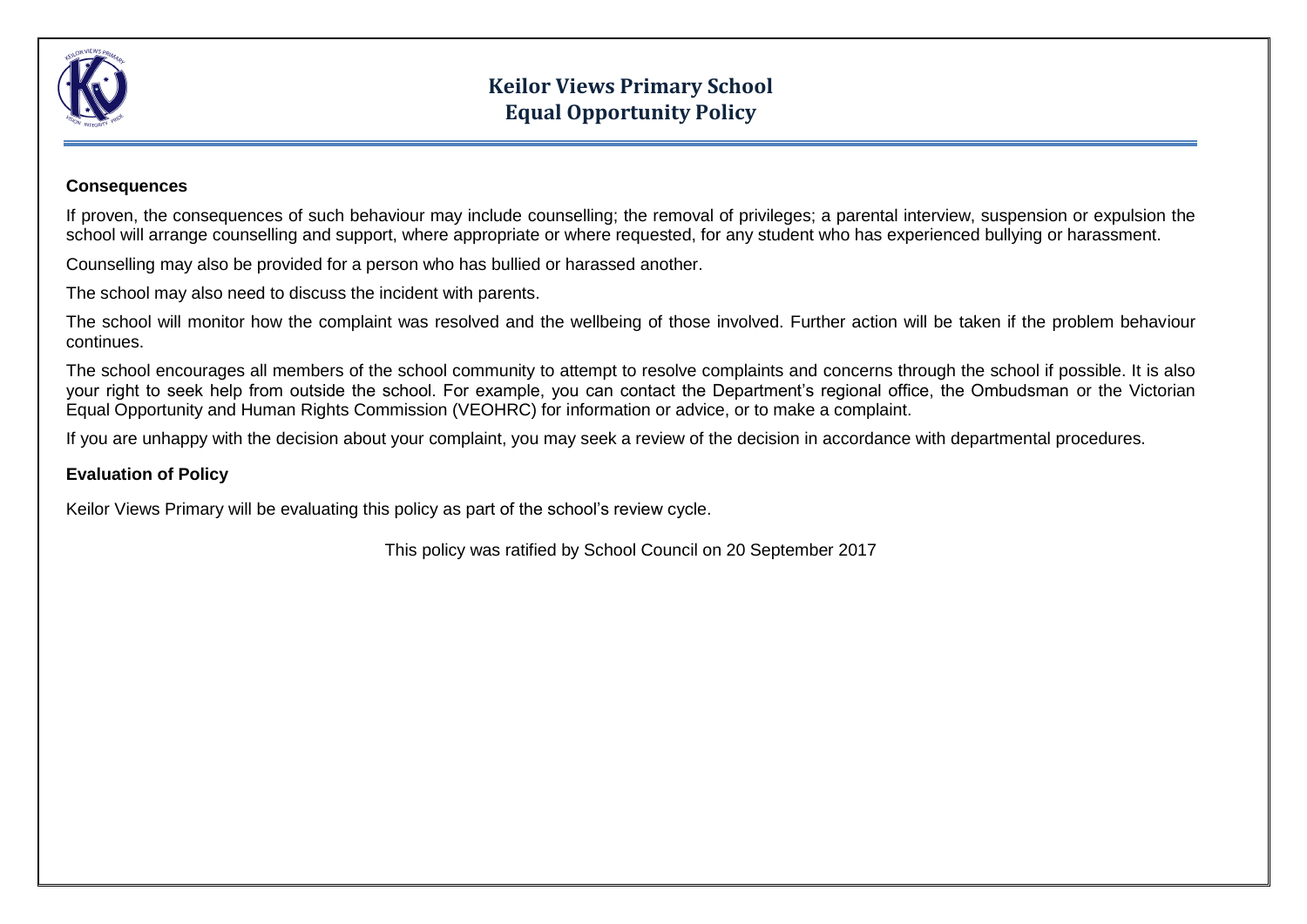## Consequences

If proven, the consequences of such behaviour may include counselling; the removal of privileges; a parental interview, suspension or expulsion the school will arrange counselling and support, where appropriate or where requested, for any student who has experienced bullying or harassment.

Counselling may also be provided for a person who has bullied or harassed another.

The school may also need to discuss the incident with parents.

The school will monitor how the complaint was resolved and the wellbeing of those involved. Further action will be taken if the problem behaviour continues.

The school encourages all members of the school community to attempt to resolve complaints and concerns through the school if possible. It is also your right to seek help from outside the school. For example, you can contact the Department's regional office, the Ombudsman or the Victorian Equal Opportunity and Human Rights Commission (VEOHRC) for information or advice, or to make a complaint.

If you are unhappy with the decision about your complaint, you may seek a review of the decision in accordance with departmental procedures.

## Evaluation of Policy

Keilor Views Primary will be evaluating this policy as part of the school's review cycle.

This policy was ratified by School Council on 20 September 2017